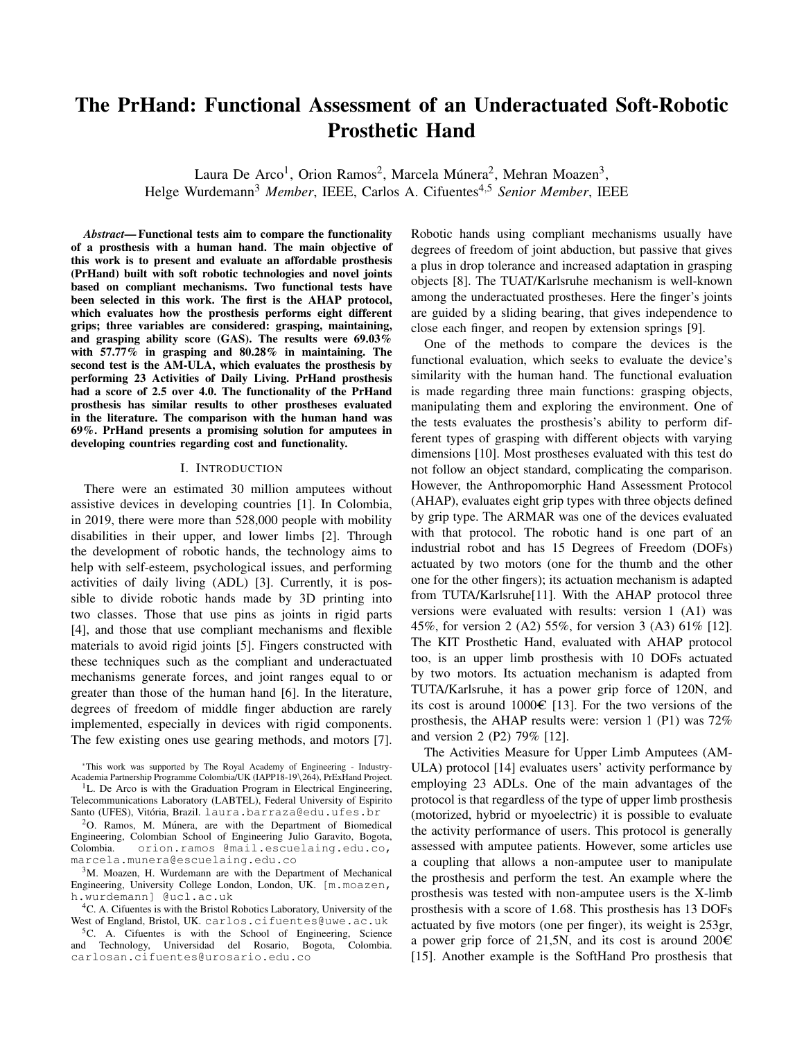# The PrHand: Functional Assessment of an Underactuated Soft-Robotic Prosthetic Hand

Laura De Arco[1], Orion Ramos[2], Marcela Múnera[2], Mehran Moazen[3], Helge Wurdemann[3] *Member*, IEEE, Carlos A. Cifuentes[4,5] *Senior Member*, IEEE

***Abstract*— Functional tests aim to compare the functionality of a prosthesis with a human hand. The main objective of this work is to present and evaluate an affordable prosthesis (PrHand) built with soft robotic technologies and novel joints based on compliant mechanisms. Two functional tests have been selected in this work. The first is the AHAP protocol, which evaluates how the prosthesis performs eight different grips; three variables are considered: grasping, maintaining, and grasping ability score (GAS). The results were 69.03% with 57.77% in grasping and 80.28% in maintaining. The second test is the AM-ULA, which evaluates the prosthesis by performing 23 Activities of Daily Living. PrHand prosthesis had a score of 2.5 over 4.0. The functionality of the PrHand prosthesis has similar results to other prostheses evaluated in the literature. The comparison with the human hand was 69%. PrHand presents a promising solution for amputees in developing countries regarding cost and functionality.**

## I. Introduction

There were an estimated 30 million amputees without assistive devices in developing countries [1]. In Colombia, in 2019, there were more than 528,000 people with mobility disabilities in their upper, and lower limbs [2]. Through the development of robotic hands, the technology aims to help with self-esteem, psychological issues, and performing activities of daily living (ADL) [3]. Currently, it is possible to divide robotic hands made by 3D printing into two classes. Those that use pins as joints in rigid parts [4], and those that use compliant mechanisms and flexible materials to avoid rigid joints [5]. Fingers constructed with these techniques such as the compliant and underactuated mechanisms generate forces, and joint ranges equal to or greater than those of the human hand [6]. In the literature, degrees of freedom of middle finger abduction are rarely implemented, especially in devices with rigid components. The few existing ones use gearing methods, and motors [7]. Robotic hands using compliant mechanisms usually have degrees of freedom of joint abduction, but passive that gives a plus in drop tolerance and increased adaptation in grasping objects [8]. The TUAT/Karlsruhe mechanism is well-known among the underactuated prostheses. Here the finger's joints are guided by a sliding bearing, that gives independence to close each finger, and reopen by extension springs [9].

One of the methods to compare the devices is the functional evaluation, which seeks to evaluate the device's similarity with the human hand. The functional evaluation is made regarding three main functions: grasping objects, manipulating them and exploring the environment. One of the tests evaluates the prosthesis's ability to perform different types of grasping with different objects with varying dimensions [10]. Most prostheses evaluated with this test do not follow an object standard, complicating the comparison. However, the Anthropomorphic Hand Assessment Protocol (AHAP), evaluates eight grip types with three objects defined by grip type. The ARMAR was one of the devices evaluated with that protocol. The robotic hand is one part of an industrial robot and has 15 Degrees of Freedom (DOFs) actuated by two motors (one for the thumb and the other one for the other fingers); its actuation mechanism is adapted from TUTA/Karlsruhe[11]. With the AHAP protocol three versions were evaluated with results: version 1 (A1) was 45%, for version 2 (A2) 55%, for version 3 (A3) 61% [12]. The KIT Prosthetic Hand, evaluated with AHAP protocol too, is an upper limb prosthesis with 10 DOFs actuated by two motors. Its actuation mechanism is adapted from TUTA/Karlsruhe, it has a power grip force of 120N, and its cost is around 1000€ [13]. For the two versions of the prosthesis, the AHAP results were: version 1 (P1) was 72% and version 2 (P2) 79% [12].

The Activities Measure for Upper Limb Amputees (AM-ULA) protocol [14] evaluates users' activity performance by employing 23 ADLs. One of the main advantages of the protocol is that regardless of the type of upper limb prosthesis (motorized, hybrid or myoelectric) it is possible to evaluate the activity performance of users. This protocol is generally assessed with amputee patients. However, some articles use a coupling that allows a non-amputee user to manipulate the prosthesis and perform the test. An example where the prosthesis was tested with non-amputee users is the X-limb prosthesis with a score of 1.68. This prosthesis has 13 DOFs actuated by five motors (one per finger), its weight is 253gr, a power grip force of 21,5N, and its cost is around 200€ [15]. Another example is the SoftHand Pro prosthesis that

---

*This work was supported by The Royal Academy of Engineering - Industry-Academia Partnership Programme Colombia/UK (IAPP18-19\264), PrExHand Project.

[1]L. De Arco is with the Graduation Program in Electrical Engineering, Telecommunications Laboratory (LABTEL), Federal University of Espirito Santo (UFES), Vitória, Brazil. laura.barraza@edu.ufes.br

[2]O. Ramos, M. Múnera, are with the Department of Biomedical Engineering, Colombian School of Engineering Julio Garavito, Bogota, Colombia. orion.ramos @mail.escuelaing.edu.co, marcela.munera@escuelaing.edu.co

[3]M. Moazen, H. Wurdemann are with the Department of Mechanical Engineering, University College London, London, UK. [m.moazen, h.wurdemann] @ucl.ac.uk

[4]C. A. Cifuentes is with the Bristol Robotics Laboratory, University of the West of England, Bristol, UK. carlos.cifuentes@uwe.ac.uk

[5]C. A. Cifuentes is with the School of Engineering, Science and Technology, Universidad del Rosario, Bogota, Colombia. carlosan.cifuentes@urosario.edu.co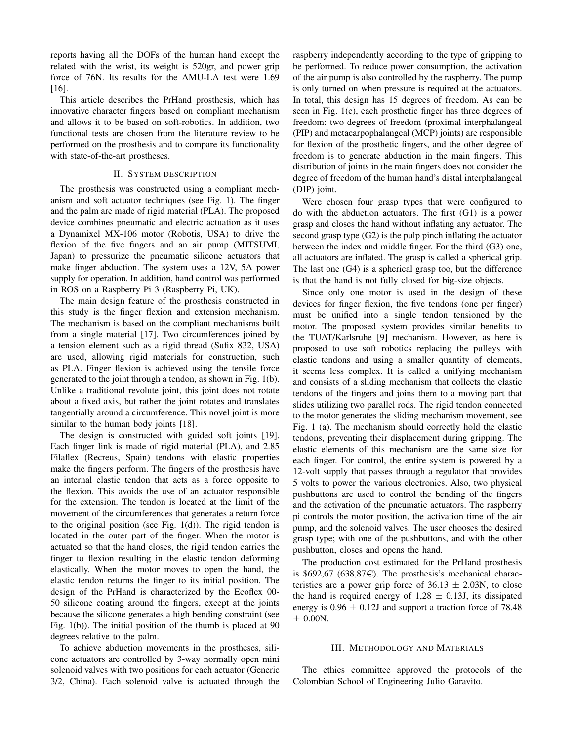reports having all the DOFs of the human hand except the related with the wrist, its weight is 520gr, and power grip force of 76N. Its results for the AMU-LA test were 1.69 [16].

This article describes the PrHand prosthesis, which has innovative character fingers based on compliant mechanism and allows it to be based on soft-robotics. In addition, two functional tests are chosen from the literature review to be performed on the prosthesis and to compare its functionality with state-of-the-art prostheses.

## II. System Description

The prosthesis was constructed using a compliant mechanism and soft actuator techniques (see Fig. 1). The finger and the palm are made of rigid material (PLA). The proposed device combines pneumatic and electric actuation as it uses a Dynamixel MX-106 motor (Robotis, USA) to drive the flexion of the five fingers and an air pump (MITSUMI, Japan) to pressurize the pneumatic silicone actuators that make finger abduction. The system uses a 12V, 5A power supply for operation. In addition, hand control was performed in ROS on a Raspberry Pi 3 (Raspberry Pi, UK).

The main design feature of the prosthesis constructed in this study is the finger flexion and extension mechanism. The mechanism is based on the compliant mechanisms built from a single material [17]. Two circumferences joined by a tension element such as a rigid thread (Sufix 832, USA) are used, allowing rigid materials for construction, such as PLA. Finger flexion is achieved using the tensile force generated to the joint through a tendon, as shown in Fig. 1(b). Unlike a traditional revolute joint, this joint does not rotate about a fixed axis, but rather the joint rotates and translates tangentially around a circumference. This novel joint is more similar to the human body joints [18].

The design is constructed with guided soft joints [19]. Each finger link is made of rigid material (PLA), and 2.85 Filaflex (Recreus, Spain) tendons with elastic properties make the fingers perform. The fingers of the prosthesis have an internal elastic tendon that acts as a force opposite to the flexion. This avoids the use of an actuator responsible for the extension. The tendon is located at the limit of the movement of the circumferences that generates a return force to the original position (see Fig. 1(d)). The rigid tendon is located in the outer part of the finger. When the motor is actuated so that the hand closes, the rigid tendon carries the finger to flexion resulting in the elastic tendon deforming elastically. When the motor moves to open the hand, the elastic tendon returns the finger to its initial position. The design of the PrHand is characterized by the Ecoflex 00-50 silicone coating around the fingers, except at the joints because the silicone generates a high bending constraint (see Fig. 1(b)). The initial position of the thumb is placed at 90 degrees relative to the palm.

To achieve abduction movements in the prostheses, silicone actuators are controlled by 3-way normally open mini solenoid valves with two positions for each actuator (Generic 3/2, China). Each solenoid valve is actuated through the raspberry independently according to the type of gripping to be performed. To reduce power consumption, the activation of the air pump is also controlled by the raspberry. The pump is only turned on when pressure is required at the actuators. In total, this design has 15 degrees of freedom. As can be seen in Fig. 1(c), each prosthetic finger has three degrees of freedom: two degrees of freedom (proximal interphalangeal (PIP) and metacarpophalangeal (MCP) joints) are responsible for flexion of the prosthetic fingers, and the other degree of freedom is to generate abduction in the main fingers. This distribution of joints in the main fingers does not consider the degree of freedom of the human hand's distal interphalangeal (DIP) joint.

Were chosen four grasp types that were configured to do with the abduction actuators. The first (G1) is a power grasp and closes the hand without inflating any actuator. The second grasp type (G2) is the pulp pinch inflating the actuator between the index and middle finger. For the third (G3) one, all actuators are inflated. The grasp is called a spherical grip. The last one (G4) is a spherical grasp too, but the difference is that the hand is not fully closed for big-size objects.

Since only one motor is used in the design of these devices for finger flexion, the five tendons (one per finger) must be unified into a single tendon tensioned by the motor. The proposed system provides similar benefits to the TUAT/Karlsruhe [9] mechanism. However, as here is proposed to use soft robotics replacing the pulleys with elastic tendons and using a smaller quantity of elements, it seems less complex. It is called a unifying mechanism and consists of a sliding mechanism that collects the elastic tendons of the fingers and joins them to a moving part that slides utilizing two parallel rods. The rigid tendon connected to the motor generates the sliding mechanism movement, see Fig. 1 (a). The mechanism should correctly hold the elastic tendons, preventing their displacement during gripping. The elastic elements of this mechanism are the same size for each finger. For control, the entire system is powered by a 12-volt supply that passes through a regulator that provides 5 volts to power the various electronics. Also, two physical pushbuttons are used to control the bending of the fingers and the activation of the pneumatic actuators. The raspberry pi controls the motor position, the activation time of the air pump, and the solenoid valves. The user chooses the desired grasp type; with one of the pushbuttons, and with the other pushbutton, closes and opens the hand.

The production cost estimated for the PrHand prosthesis is \$692,67 (638,87€). The prosthesis's mechanical characteristics are a power grip force of 36.13 $\pm$ 2.03N, to close the hand is required energy of 1,28 $\pm$ 0.13J, its dissipated energy is 0.96 $\pm$ 0.12J and support a traction force of 78.48 $\pm$ 0.00N.

## III. Methodology and Materials

The ethics committee approved the protocols of the Colombian School of Engineering Julio Garavito.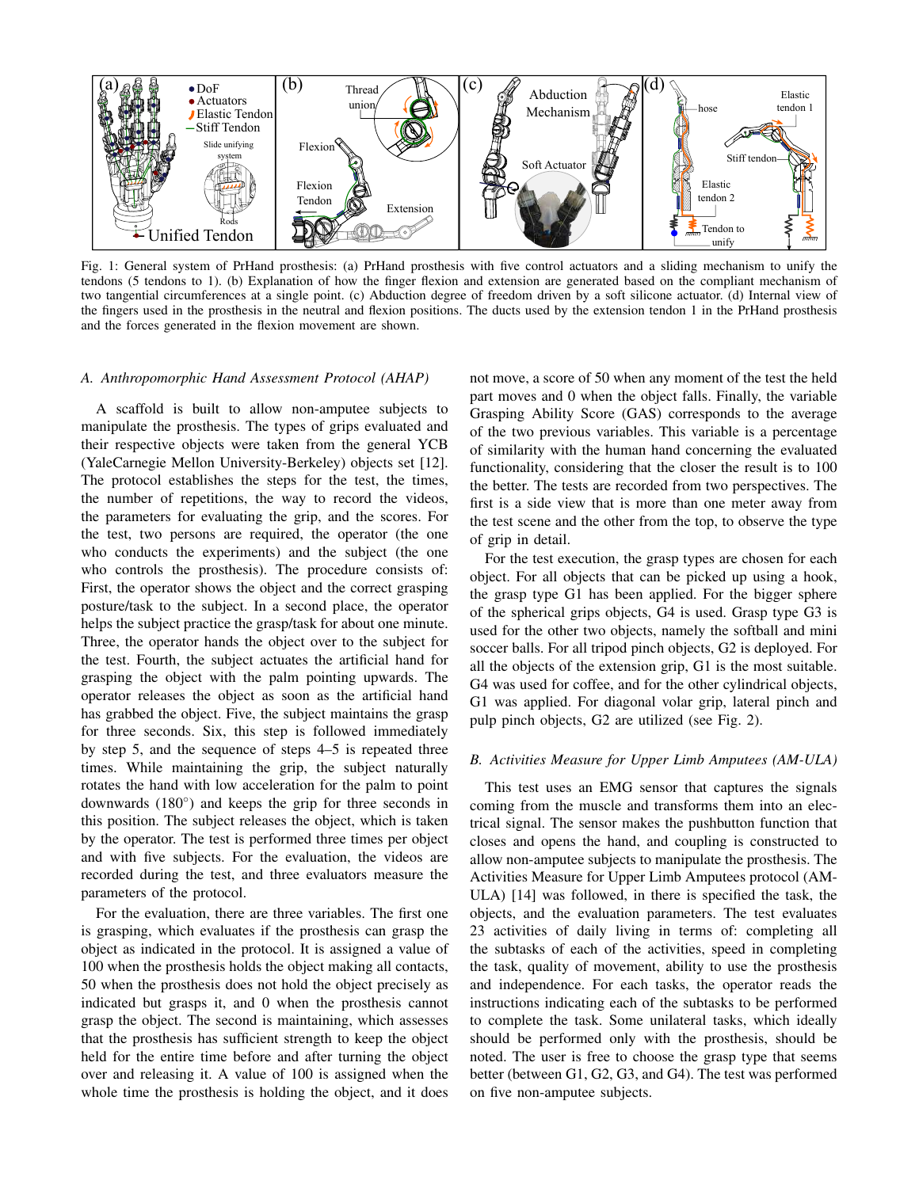Fig. 1: General system of PrHand prosthesis: (a) PrHand prosthesis with five control actuators and a sliding mechanism to unify the tendons (5 tendons to 1). (b) Explanation of how the finger flexion and extension are generated based on the compliant mechanism of two tangential circumferences at a single point. (c) Abduction degree of freedom driven by a soft silicone actuator. (d) Internal view of the fingers used in the prosthesis in the neutral and flexion positions. The ducts used by the extension tendon 1 in the PrHand prosthesis and the forces generated in the flexion movement are shown.

### *A. Anthropomorphic Hand Assessment Protocol (AHAP)*

A scaffold is built to allow non-amputee subjects to manipulate the prosthesis. The types of grips evaluated and their respective objects were taken from the general YCB (YaleCarnegie Mellon University-Berkeley) objects set [12]. The protocol establishes the steps for the test, the times, the number of repetitions, the way to record the videos, the parameters for evaluating the grip, and the scores. For the test, two persons are required, the operator (the one who conducts the experiments) and the subject (the one who controls the prosthesis). The procedure consists of: First, the operator shows the object and the correct grasping posture/task to the subject. In a second place, the operator helps the subject practice the grasp/task for about one minute. Three, the operator hands the object over to the subject for the test. Fourth, the subject actuates the artificial hand for grasping the object with the palm pointing upwards. The operator releases the object as soon as the artificial hand has grabbed the object. Five, the subject maintains the grasp for three seconds. Six, this step is followed immediately by step 5, and the sequence of steps 4–5 is repeated three times. While maintaining the grip, the subject naturally rotates the hand with low acceleration for the palm to point downwards (180°) and keeps the grip for three seconds in this position. The subject releases the object, which is taken by the operator. The test is performed three times per object and with five subjects. For the evaluation, the videos are recorded during the test, and three evaluators measure the parameters of the protocol.

For the evaluation, there are three variables. The first one is grasping, which evaluates if the prosthesis can grasp the object as indicated in the protocol. It is assigned a value of 100 when the prosthesis holds the object making all contacts, 50 when the prosthesis does not hold the object precisely as indicated but grasps it, and 0 when the prosthesis cannot grasp the object. The second is maintaining, which assesses that the prosthesis has sufficient strength to keep the object held for the entire time before and after turning the object over and releasing it. A value of 100 is assigned when the whole time the prosthesis is holding the object, and it does not move, a score of 50 when any moment of the test the held part moves and 0 when the object falls. Finally, the variable Grasping Ability Score (GAS) corresponds to the average of the two previous variables. This variable is a percentage of similarity with the human hand concerning the evaluated functionality, considering that the closer the result is to 100 the better. The tests are recorded from two perspectives. The first is a side view that is more than one meter away from the test scene and the other from the top, to observe the type of grip in detail.

For the test execution, the grasp types are chosen for each object. For all objects that can be picked up using a hook, the grasp type G1 has been applied. For the bigger sphere of the spherical grips objects, G4 is used. Grasp type G3 is used for the other two objects, namely the softball and mini soccer balls. For all tripod pinch objects, G2 is deployed. For all the objects of the extension grip, G1 is the most suitable. G4 was used for coffee, and for the other cylindrical objects, G1 was applied. For diagonal volar grip, lateral pinch and pulp pinch objects, G2 are utilized (see Fig. 2).

### *B. Activities Measure for Upper Limb Amputees (AM-ULA)*

This test uses an EMG sensor that captures the signals coming from the muscle and transforms them into an electrical signal. The sensor makes the pushbutton function that closes and opens the hand, and coupling is constructed to allow non-amputee subjects to manipulate the prosthesis. The Activities Measure for Upper Limb Amputees protocol (AM-ULA) [14] was followed, in there is specified the task, the objects, and the evaluation parameters. The test evaluates 23 activities of daily living in terms of: completing all the subtasks of each of the activities, speed in completing the task, quality of movement, ability to use the prosthesis and independence. For each tasks, the operator reads the instructions indicating each of the subtasks to be performed to complete the task. Some unilateral tasks, which ideally should be performed only with the prosthesis, should be noted. The user is free to choose the grasp type that seems better (between G1, G2, G3, and G4). The test was performed on five non-amputee subjects.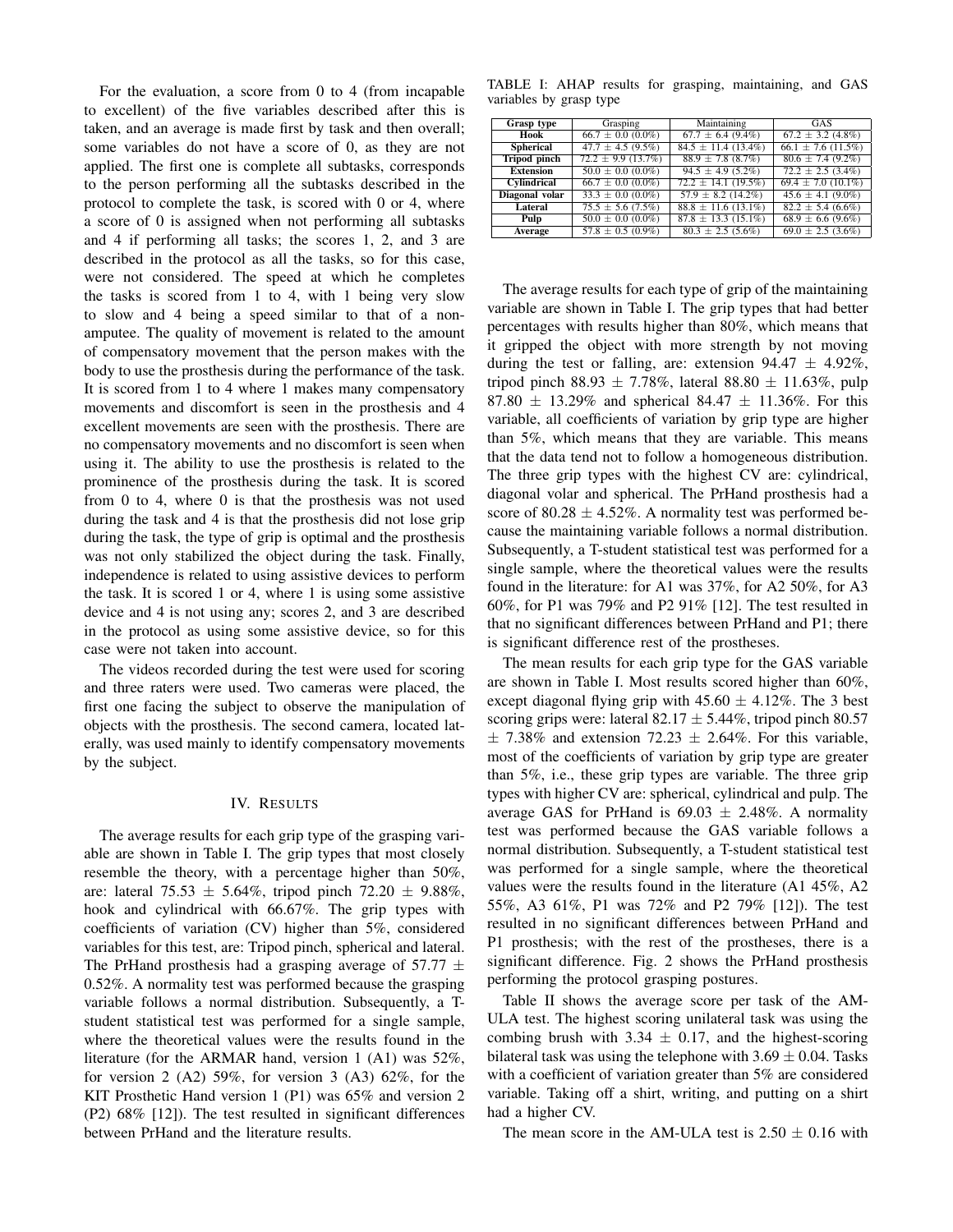For the evaluation, a score from 0 to 4 (from incapable to excellent) of the five variables described after this is taken, and an average is made first by task and then overall; some variables do not have a score of 0, as they are not applied. The first one is complete all subtasks, corresponds to the person performing all the subtasks described in the protocol to complete the task, is scored with 0 or 4, where a score of 0 is assigned when not performing all subtasks and 4 if performing all tasks; the scores 1, 2, and 3 are described in the protocol as all the tasks, so for this case, were not considered. The speed at which he completes the tasks is scored from 1 to 4, with 1 being very slow to slow and 4 being a speed similar to that of a non-amputee. The quality of movement is related to the amount of compensatory movement that the person makes with the body to use the prosthesis during the performance of the task. It is scored from 1 to 4 where 1 makes many compensatory movements and discomfort is seen in the prosthesis and 4 excellent movements are seen with the prosthesis. There are no compensatory movements and no discomfort is seen when using it. The ability to use the prosthesis is related to the prominence of the prosthesis during the task. It is scored from 0 to 4, where 0 is that the prosthesis was not used during the task and 4 is that the prosthesis did not lose grip during the task, the type of grip is optimal and the prosthesis was not only stabilized the object during the task. Finally, independence is related to using assistive devices to perform the task. It is scored 1 or 4, where 1 is using some assistive device and 4 is not using any; scores 2, and 3 are described in the protocol as using some assistive device, so for this case were not taken into account.

The videos recorded during the test were used for scoring and three raters were used. Two cameras were placed, the first one facing the subject to observe the manipulation of objects with the prosthesis. The second camera, located laterally, was used mainly to identify compensatory movements by the subject.

## IV. Results

The average results for each grip type of the grasping variable are shown in Table I. The grip types that most closely resemble the theory, with a percentage higher than 50%, are: lateral 75.53 ± 5.64%, tripod pinch 72.20 ± 9.88%, hook and cylindrical with 66.67%. The grip types with coefficients of variation (CV) higher than 5%, considered variables for this test, are: Tripod pinch, spherical and lateral. The PrHand prosthesis had a grasping average of 57.77 ± 0.52%. A normality test was performed because the grasping variable follows a normal distribution. Subsequently, a T-student statistical test was performed for a single sample, where the theoretical values were the results found in the literature (for the ARMAR hand, version 1 (A1) was 52%, for version 2 (A2) 59%, for version 3 (A3) 62%, for the KIT Prosthetic Hand version 1 (P1) was 65% and version 2 (P2) 68% [12]). The test resulted in significant differences between PrHand and the literature results.

TABLE I: AHAP results for grasping, maintaining, and GAS variables by grasp type

| Grasp type | Grasping | Maintaining | GAS |
|---|---|---|---|
| **Hook** | 66.7 ± 0.0 (0.0%) | 67.7 ± 6.4 (9.4%) | 67.2 ± 3.2 (4.8%) |
| **Spherical** | 47.7 ± 4.5 (9.5%) | 84.5 ± 11.4 (13.4%) | 66.1 ± 7.6 (11.5%) |
| **Tripod pinch** | 72.2 ± 9.9 (13.7%) | 88.9 ± 7.8 (8.7%) | 80.6 ± 7.4 (9.2%) |
| **Extension** | 50.0 ± 0.0 (0.0%) | 94.5 ± 4.9 (5.2%) | 72.2 ± 2.5 (3.4%) |
| **Cylindrical** | 66.7 ± 0.0 (0.0%) | 72.2 ± 14.1 (19.5%) | 69.4 ± 7.0 (10.1%) |
| **Diagonal volar** | 33.3 ± 0.0 (0.0%) | 57.9 ± 8.2 (14.2%) | 45.6 ± 4.1 (9.0%) |
| **Lateral** | 75.5 ± 5.6 (7.5%) | 88.8 ± 11.6 (13.1%) | 82.2 ± 5.4 (6.6%) |
| **Pulp** | 50.0 ± 0.0 (0.0%) | 87.8 ± 13.3 (15.1%) | 68.9 ± 6.6 (9.6%) |
| **Average** | 57.8 ± 0.5 (0.9%) | 80.3 ± 2.5 (5.6%) | 69.0 ± 2.5 (3.6%) |

The average results for each type of grip of the maintaining variable are shown in Table I. The grip types that had better percentages with results higher than 80%, which means that it gripped the object with more strength by not moving during the test or falling, are: extension 94.47 ± 4.92%, tripod pinch 88.93 ± 7.78%, lateral 88.80 ± 11.63%, pulp 87.80 ± 13.29% and spherical 84.47 ± 11.36%. For this variable, all coefficients of variation by grip type are higher than 5%, which means that they are variable. This means that the data tend not to follow a homogeneous distribution. The three grip types with the highest CV are: cylindrical, diagonal volar and spherical. The PrHand prosthesis had a score of 80.28 ± 4.52%. A normality test was performed because the maintaining variable follows a normal distribution. Subsequently, a T-student statistical test was performed for a single sample, where the theoretical values were the results found in the literature: for A1 was 37%, for A2 50%, for A3 60%, for P1 was 79% and P2 91% [12]. The test resulted in that no significant differences between PrHand and P1; there is significant difference rest of the prostheses.

The mean results for each grip type for the GAS variable are shown in Table I. Most results scored higher than 60%, except diagonal flying grip with 45.60 ± 4.12%. The 3 best scoring grips were: lateral 82.17 ± 5.44%, tripod pinch 80.57 ± 7.38% and extension 72.23 ± 2.64%. For this variable, most of the coefficients of variation by grip type are greater than 5%, i.e., these grip types are variable. The three grip types with higher CV are: spherical, cylindrical and pulp. The average GAS for PrHand is 69.03 ± 2.48%. A normality test was performed because the GAS variable follows a normal distribution. Subsequently, a T-student statistical test was performed for a single sample, where the theoretical values were the results found in the literature (A1 45%, A2 55%, A3 61%, P1 was 72% and P2 79% [12]). The test resulted in no significant differences between PrHand and P1 prosthesis; with the rest of the prostheses, there is a significant difference. Fig. 2 shows the PrHand prosthesis performing the protocol grasping postures.

Table II shows the average score per task of the AM-ULA test. The highest scoring unilateral task was using the combing brush with 3.34 ± 0.17, and the highest-scoring bilateral task was using the telephone with 3.69 ± 0.04. Tasks with a coefficient of variation greater than 5% are considered variable. Taking off a shirt, writing, and putting on a shirt had a higher CV.

The mean score in the AM-ULA test is 2.50 ± 0.16 with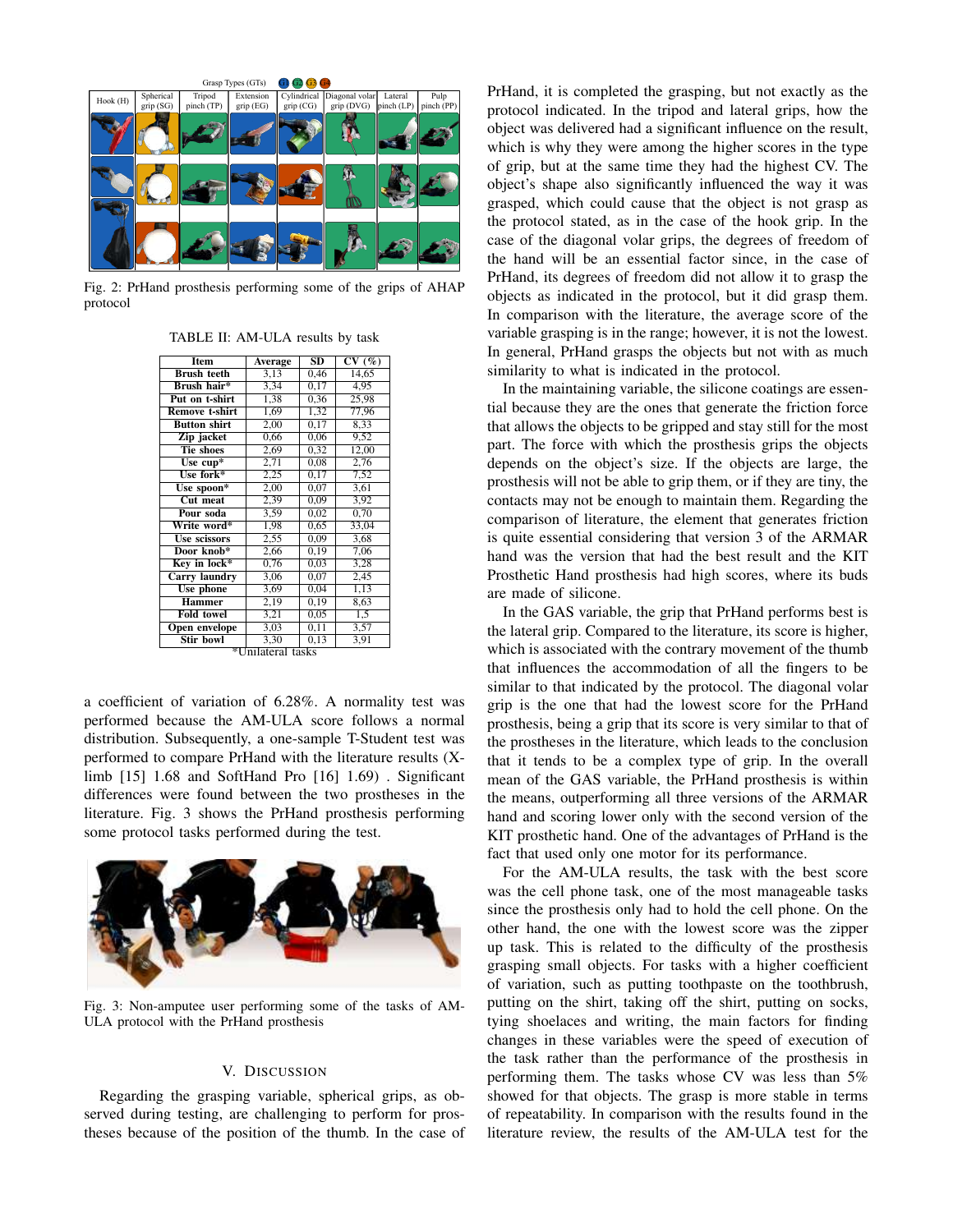Fig. 2: PrHand prosthesis performing some of the grips of AHAP protocol

TABLE II: AM-ULA results by task

| Item | Average | SD | CV (%) |
|---|---|---|---|
| Brush teeth | 3,13 | 0,46 | 14,65 |
| Brush hair* | 3,34 | 0,17 | 4,95 |
| Put on t-shirt | 1,38 | 0,36 | 25,98 |
| Remove t-shirt | 1,69 | 1,32 | 77,96 |
| Button shirt | 2,00 | 0,17 | 8,33 |
| Zip jacket | 0,66 | 0,06 | 9,52 |
| Tie shoes | 2,69 | 0,32 | 12,00 |
| Use cup* | 2,71 | 0,08 | 2,76 |
| Use fork* | 2,25 | 0,17 | 7,52 |
| Use spoon* | 2,00 | 0,07 | 3,61 |
| Cut meat | 2,39 | 0,09 | 3,92 |
| Pour soda | 3,59 | 0,02 | 0,70 |
| Write word* | 1,98 | 0,65 | 33,04 |
| Use scissors | 2,55 | 0,09 | 3,68 |
| Door knob* | 2,66 | 0,19 | 7,06 |
| Key in lock* | 0,76 | 0,03 | 3,28 |
| Carry laundry | 3,06 | 0,07 | 2,45 |
| Use phone | 3,69 | 0,04 | 1,13 |
| Hammer | 2,19 | 0,19 | 8,63 |
| Fold towel | 3,21 | 0,05 | 1,5 |
| Open envelope | 3,03 | 0,11 | 3,57 |
| Stir bowl | 3,30 | 0,13 | 3,91 |

*Unilateral tasks

a coefficient of variation of 6.28%. A normality test was performed because the AM-ULA score follows a normal distribution. Subsequently, a one-sample T-Student test was performed to compare PrHand with the literature results (X-limb [15] 1.68 and SoftHand Pro [16] 1.69) . Significant differences were found between the two prostheses in the literature. Fig. 3 shows the PrHand prosthesis performing some protocol tasks performed during the test.

Fig. 3: Non-amputee user performing some of the tasks of AM-ULA protocol with the PrHand prosthesis

## V. Discussion

Regarding the grasping variable, spherical grips, as observed during testing, are challenging to perform for prostheses because of the position of the thumb. In the case of PrHand, it is completed the grasping, but not exactly as the protocol indicated. In the tripod and lateral grips, how the object was delivered had a significant influence on the result, which is why they were among the higher scores in the type of grip, but at the same time they had the highest CV. The object's shape also significantly influenced the way it was grasped, which could cause that the object is not grasp as the protocol stated, as in the case of the hook grip. In the case of the diagonal volar grips, the degrees of freedom of the hand will be an essential factor since, in the case of PrHand, its degrees of freedom did not allow it to grasp the objects as indicated in the protocol, but it did grasp them. In comparison with the literature, the average score of the variable grasping is in the range; however, it is not the lowest. In general, PrHand grasps the objects but not with as much similarity to what is indicated in the protocol.

In the maintaining variable, the silicone coatings are essential because they are the ones that generate the friction force that allows the objects to be gripped and stay still for the most part. The force with which the prosthesis grips the objects depends on the object's size. If the objects are large, the prosthesis will not be able to grip them, or if they are tiny, the contacts may not be enough to maintain them. Regarding the comparison of literature, the element that generates friction is quite essential considering that version 3 of the ARMAR hand was the version that had the best result and the KIT Prosthetic Hand prosthesis had high scores, where its buds are made of silicone.

In the GAS variable, the grip that PrHand performs best is the lateral grip. Compared to the literature, its score is higher, which is associated with the contrary movement of the thumb that influences the accommodation of all the fingers to be similar to that indicated by the protocol. The diagonal volar grip is the one that had the lowest score for the PrHand prosthesis, being a grip that its score is very similar to that of the prostheses in the literature, which leads to the conclusion that it tends to be a complex type of grip. In the overall mean of the GAS variable, the PrHand prosthesis is within the means, outperforming all three versions of the ARMAR hand and scoring lower only with the second version of the KIT prosthetic hand. One of the advantages of PrHand is the fact that used only one motor for its performance.

For the AM-ULA results, the task with the best score was the cell phone task, one of the most manageable tasks since the prosthesis only had to hold the cell phone. On the other hand, the one with the lowest score was the zipper up task. This is related to the difficulty of the prosthesis grasping small objects. For tasks with a higher coefficient of variation, such as putting toothpaste on the toothbrush, putting on the shirt, taking off the shirt, putting on socks, tying shoelaces and writing, the main factors for finding changes in these variables were the speed of execution of the task rather than the performance of the prosthesis in performing them. The tasks whose CV was less than 5% showed for that objects. The grasp is more stable in terms of repeatability. In comparison with the results found in the literature review, the results of the AM-ULA test for the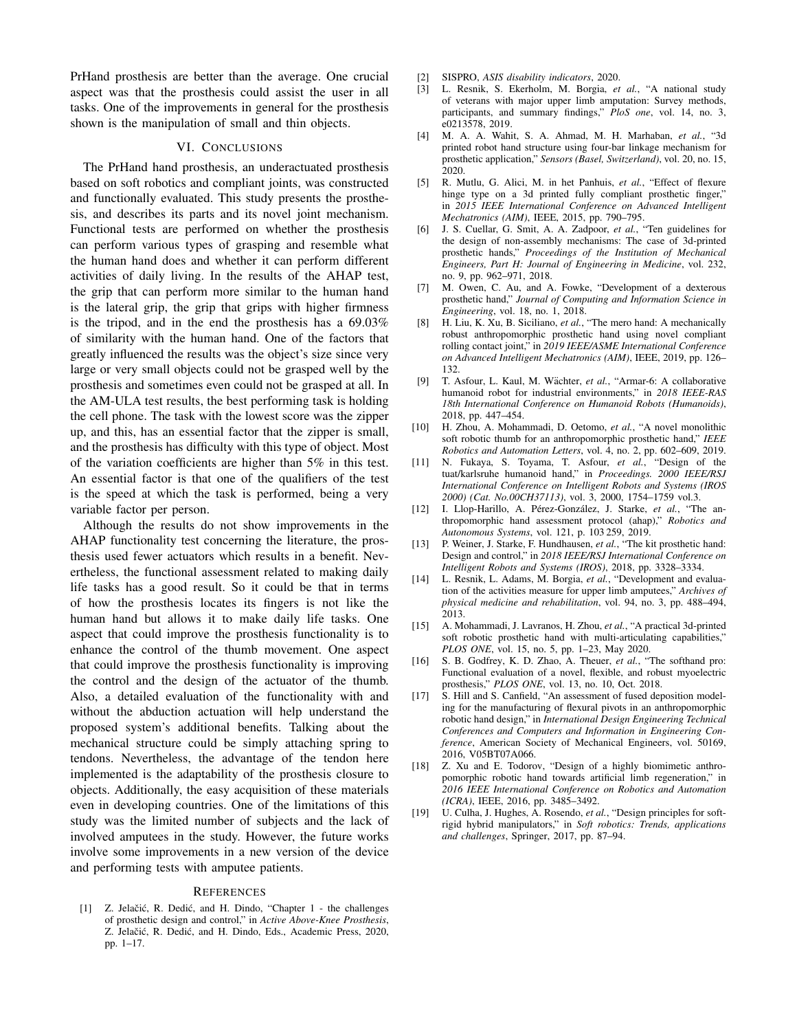PrHand prosthesis are better than the average. One crucial aspect was that the prosthesis could assist the user in all tasks. One of the improvements in general for the prosthesis shown is the manipulation of small and thin objects.

## VI. Conclusions

The PrHand hand prosthesis, an underactuated prosthesis based on soft robotics and compliant joints, was constructed and functionally evaluated. This study presents the prosthesis, and describes its parts and its novel joint mechanism. Functional tests are performed on whether the prosthesis can perform various types of grasping and resemble what the human hand does and whether it can perform different activities of daily living. In the results of the AHAP test, the grip that can perform more similar to the human hand is the lateral grip, the grip that grips with higher firmness is the tripod, and in the end the prosthesis has a 69.03% of similarity with the human hand. One of the factors that greatly influenced the results was the object's size since very large or very small objects could not be grasped well by the prosthesis and sometimes even could not be grasped at all. In the AM-ULA test results, the best performing task is holding the cell phone. The task with the lowest score was the zipper up, and this, has an essential factor that the zipper is small, and the prosthesis has difficulty with this type of object. Most of the variation coefficients are higher than 5% in this test. An essential factor is that one of the qualifiers of the test is the speed at which the task is performed, being a very variable factor per person.

Although the results do not show improvements in the AHAP functionality test concerning the literature, the prosthesis used fewer actuators which results in a benefit. Nevertheless, the functional assessment related to making daily life tasks has a good result. So it could be that in terms of how the prosthesis locates its fingers is not like the human hand but allows it to make daily life tasks. One aspect that could improve the prosthesis functionality is to enhance the control of the thumb movement. One aspect that could improve the prosthesis functionality is improving the control and the design of the actuator of the thumb. Also, a detailed evaluation of the functionality with and without the abduction actuation will help understand the proposed system's additional benefits. Talking about the mechanical structure could be simply attaching spring to tendons. Nevertheless, the advantage of the tendon here implemented is the adaptability of the prosthesis closure to objects. Additionally, the easy acquisition of these materials even in developing countries. One of the limitations of this study was the limited number of subjects and the lack of involved amputees in the study. However, the future works involve some improvements in a new version of the device and performing tests with amputee patients.

## References

[1] Z. Jelačić, R. Dedić, and H. Dindo, "Chapter 1 - the challenges of prosthetic design and control," in *Active Above-Knee Prosthesis*, Z. Jelačić, R. Dedić, and H. Dindo, Eds., Academic Press, 2020, pp. 1–17.

[2] SISPRO, *ASIS disability indicators*, 2020.

[3] L. Resnik, S. Ekerholm, M. Borgia, *et al.*, "A national study of veterans with major upper limb amputation: Survey methods, participants, and summary findings," *PloS one*, vol. 14, no. 3, e0213578, 2019.

[4] M. A. A. Wahit, S. A. Ahmad, M. H. Marhaban, *et al.*, "3d printed robot hand structure using four-bar linkage mechanism for prosthetic application," *Sensors (Basel, Switzerland)*, vol. 20, no. 15, 2020.

[5] R. Mutlu, G. Alici, M. in het Panhuis, *et al.*, "Effect of flexure hinge type on a 3d printed fully compliant prosthetic finger," in *2015 IEEE International Conference on Advanced Intelligent Mechatronics (AIM)*, IEEE, 2015, pp. 790–795.

[6] J. S. Cuellar, G. Smit, A. A. Zadpoor, *et al.*, "Ten guidelines for the design of non-assembly mechanisms: The case of 3d-printed prosthetic hands," *Proceedings of the Institution of Mechanical Engineers, Part H: Journal of Engineering in Medicine*, vol. 232, no. 9, pp. 962–971, 2018.

[7] M. Owen, C. Au, and A. Fowke, "Development of a dexterous prosthetic hand," *Journal of Computing and Information Science in Engineering*, vol. 18, no. 1, 2018.

[8] H. Liu, K. Xu, B. Siciliano, *et al.*, "The mero hand: A mechanically robust anthropomorphic prosthetic hand using novel compliant rolling contact joint," in *2019 IEEE/ASME International Conference on Advanced Intelligent Mechatronics (AIM)*, IEEE, 2019, pp. 126–132.

[9] T. Asfour, L. Kaul, M. Wächter, *et al.*, "Armar-6: A collaborative humanoid robot for industrial environments," in *2018 IEEE-RAS 18th International Conference on Humanoid Robots (Humanoids)*, 2018, pp. 447–454.

[10] H. Zhou, A. Mohammadi, D. Oetomo, *et al.*, "A novel monolithic soft robotic thumb for an anthropomorphic prosthetic hand," *IEEE Robotics and Automation Letters*, vol. 4, no. 2, pp. 602–609, 2019.

[11] N. Fukaya, S. Toyama, T. Asfour, *et al.*, "Design of the tuat/karlsruhe humanoid hand," in *Proceedings. 2000 IEEE/RSJ International Conference on Intelligent Robots and Systems (IROS 2000) (Cat. No.00CH37113)*, vol. 3, 2000, 1754–1759 vol.3.

[12] I. Llop-Harillo, A. Pérez-González, J. Starke, *et al.*, "The anthropomorphic hand assessment protocol (ahap)," *Robotics and Autonomous Systems*, vol. 121, p. 103 259, 2019.

[13] P. Weiner, J. Starke, F. Hundhausen, *et al.*, "The kit prosthetic hand: Design and control," in *2018 IEEE/RSJ International Conference on Intelligent Robots and Systems (IROS)*, 2018, pp. 3328–3334.

[14] L. Resnik, L. Adams, M. Borgia, *et al.*, "Development and evaluation of the activities measure for upper limb amputees," *Archives of physical medicine and rehabilitation*, vol. 94, no. 3, pp. 488–494, 2013.

[15] A. Mohammadi, J. Lavranos, H. Zhou, *et al.*, "A practical 3d-printed soft robotic prosthetic hand with multi-articulating capabilities," *PLOS ONE*, vol. 15, no. 5, pp. 1–23, May 2020.

[16] S. B. Godfrey, K. D. Zhao, A. Theuer, *et al.*, "The softhand pro: Functional evaluation of a novel, flexible, and robust myoelectric prosthesis," *PLOS ONE*, vol. 13, no. 10, Oct. 2018.

[17] S. Hill and S. Canfield, "An assessment of fused deposition modeling for the manufacturing of flexural pivots in an anthropomorphic robotic hand design," in *International Design Engineering Technical Conferences and Computers and Information in Engineering Conference*, American Society of Mechanical Engineers, vol. 50169, 2016, V05BT07A066.

[18] Z. Xu and E. Todorov, "Design of a highly biomimetic anthropomorphic robotic hand towards artificial limb regeneration," in *2016 IEEE International Conference on Robotics and Automation (ICRA)*, IEEE, 2016, pp. 3485–3492.

[19] U. Culha, J. Hughes, A. Rosendo, *et al.*, "Design principles for soft-rigid hybrid manipulators," in *Soft robotics: Trends, applications and challenges*, Springer, 2017, pp. 87–94.